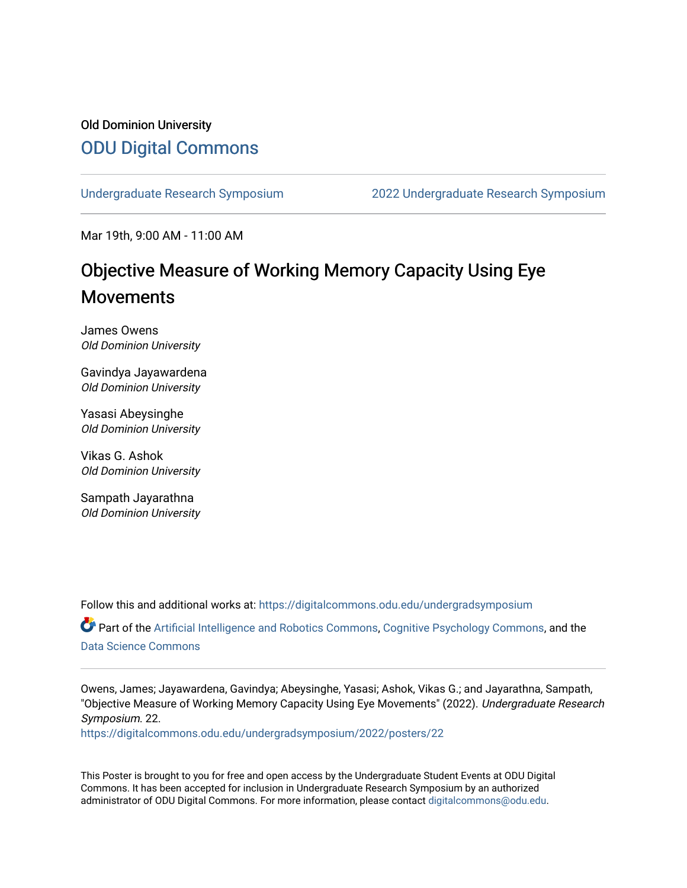Old Dominion University

# ODU Digital Commons

Undergraduate Research Symposium | 2022 Undergraduate Research Symposium

Mar 19th, 9:00 AM - 11:00 AM

## Objective Measure of Working Memory Capacity Using Eye Movements

James Owens
*Old Dominion University*

Gavindya Jayawardena
*Old Dominion University*

Yasasi Abeysinghe
*Old Dominion University*

Vikas G. Ashok
*Old Dominion University*

Sampath Jayarathna
*Old Dominion University*

Follow this and additional works at: https://digitalcommons.odu.edu/undergradsymposium

Part of the Artificial Intelligence and Robotics Commons, Cognitive Psychology Commons, and the Data Science Commons

Owens, James; Jayawardena, Gavindya; Abeysinghe, Yasasi; Ashok, Vikas G.; and Jayarathna, Sampath, "Objective Measure of Working Memory Capacity Using Eye Movements" (2022). *Undergraduate Research Symposium*. 22.
https://digitalcommons.odu.edu/undergradsymposium/2022/posters/22

This Poster is brought to you for free and open access by the Undergraduate Student Events at ODU Digital Commons. It has been accepted for inclusion in Undergraduate Research Symposium by an authorized administrator of ODU Digital Commons. For more information, please contact digitalcommons@odu.edu.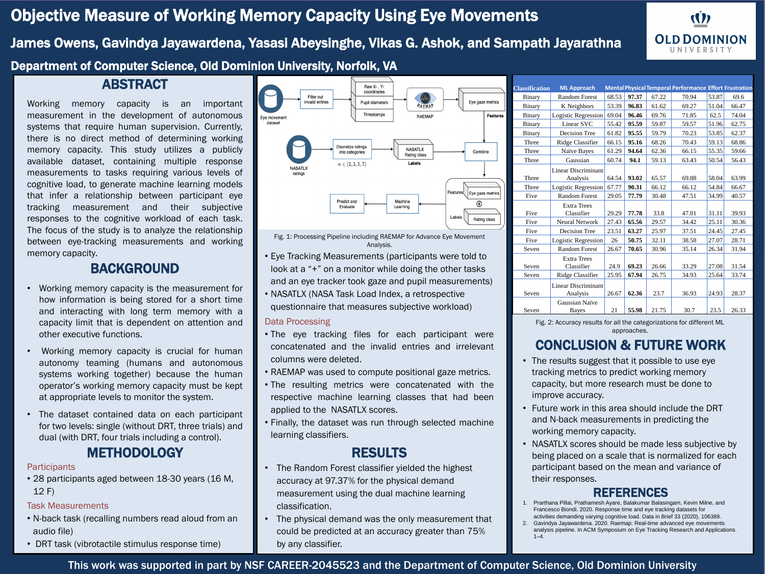# Objective Measure of Working Memory Capacity Using Eye Movements

**James Owens, Gavindya Jayawardena, Yasasi Abeysinghe, Vikas G. Ashok, and Sampath Jayarathna**

**Department of Computer Science, Old Dominion University, Norfolk, VA**

## ABSTRACT

Working memory capacity is an important measurement in the development of autonomous systems that require human supervision. Currently, there is no direct method of determining working memory capacity. This study utilizes a publicly available dataset, containing multiple response measurements to tasks requiring various levels of cognitive load, to generate machine learning models that infer a relationship between participant eye tracking measurement and their subjective responses to the cognitive workload of each task. The focus of the study is to analyze the relationship between eye-tracking measurements and working memory capacity.

## BACKGROUND

- Working memory capacity is the measurement for how information is being stored for a short time and interacting with long term memory with a capacity limit that is dependent on attention and other executive functions.
- Working memory capacity is crucial for human autonomy teaming (humans and autonomous systems working together) because the human operator's working memory capacity must be kept at appropriate levels to monitor the system.
- The dataset contained data on each participant for two levels: single (without DRT, three trials) and dual (with DRT, four trials including a control).

## METHODOLOGY

### Participants

- 28 participants aged between 18-30 years (16 M, 12 F)

### Task Measurements

- N-back task (recalling numbers read aloud from an audio file)
- DRT task (vibrotactile stimulus response time)

Eye movement dataset
Filter out invalid entries
Raw X-, Y-coordinates
Pupil diameters
Timestamps
RAEMAP
Eye gaze metrics
Features
NASATLX ratings
Discretize ratings into categories
$n \in \{2, 3, 5, 7\}$
NASATLX Rating class
Labels
Combine
Features
Eye gaze metrics
⊕
Labels
Rating class
Machine Learning
Predict and Evaluate

Fig. 1: Processing Pipeline including RAEMAP for Advance Eye Movement Analysis.

- Eye Tracking Measurements (participants were told to look at a "+" on a monitor while doing the other tasks and an eye tracker took gaze and pupil measurements)
- NASATLX (NASA Task Load Index, a retrospective questionnaire that measures subjective workload)

### Data Processing

- The eye tracking files for each participant were concatenated and the invalid entries and irrelevant columns were deleted.
- RAEMAP was used to compute positional gaze metrics.
- The resulting metrics were concatenated with the respective machine learning classes that had been applied to the NASATLX scores.
- Finally, the dataset was run through selected machine learning classifiers.

## RESULTS

- The Random Forest classifier yielded the highest accuracy at 97.37% for the physical demand measurement using the dual machine learning classification.
- The physical demand was the only measurement that could be predicted at an accuracy greater than 75% by any classifier.

| Classification | ML Approach | Mental | Physical | Temporal | Performance | Effort | Frustration |
|---|---|---|---|---|---|---|---|
| Binary | Random Forest | 68.53 | **97.37** | 67.22 | 70.94 | 53.87 | 69.6 |
| Binary | K Neighbors | 53.39 | **96.83** | 61.62 | 69.27 | 51.04 | 66.47 |
| Binary | Logistic Regression | 69.04 | **96.46** | 69.76 | 71.85 | 62.5 | 74.04 |
| Binary | Linear SVC | 55.42 | **95.59** | 59.87 | 59.57 | 51.96 | 62.75 |
| Binary | Decision Tree | 61.82 | **95.55** | 59.79 | 70.23 | 53.85 | 62.37 |
| Three | Ridge Classifier | 66.15 | **95.16** | 68.26 | 70.43 | 59.13 | 68.86 |
| Three | Naïve Bayes | 61.29 | **94.64** | 62.36 | 66.15 | 55.35 | 59.66 |
| Three | Gaussian | 60.74 | **94.1** | 59.13 | 63.43 | 50.54 | 56.43 |
| Three | Linear Discriminant Analysis | 64.54 | **93.02** | 65.57 | 69.88 | 58.04 | 63.99 |
| Three | Logistic Regression | 67.77 | **90.31** | 66.12 | 66.12 | 54.84 | 66.67 |
| Five | Random Forest | 29.05 | **77.79** | 30.48 | 47.51 | 34.99 | 40.57 |
| Five | Extra Trees Classifier | 29.29 | **77.78** | 33.8 | 47.01 | 31.11 | 39.93 |
| Five | Neural Network | 27.43 | **65.56** | 29.57 | 34.42 | 25.11 | 30.36 |
| Five | Decision Tree | 23.51 | **63.27** | 25.97 | 37.51 | 24.45 | 27.45 |
| Five | Logistic Regression | 26 | **50.75** | 32.11 | 38.58 | 27.07 | 28.71 |
| Seven | Random Forest | 26.67 | **70.65** | 30.96 | 35.14 | 26.34 | 31.94 |
| Seven | Extra Trees Classifier | 24.9 | **69.23** | 26.66 | 33.29 | 27.08 | 31.54 |
| Seven | Ridge Classifier | 25.95 | **67.94** | 26.75 | 34.93 | 25.64 | 33.74 |
| Seven | Linear Discriminant Analysis | 26.67 | **62.36** | 23.7 | 36.93 | 24.93 | 28.37 |
| Seven | Gaussian Naïve Bayes | 21 | **55.98** | 21.75 | 30.7 | 23.5 | 26.33 |

Fig. 2: Accuracy results for all the categorizations for different ML approaches.

## CONCLUSION & FUTURE WORK

- The results suggest that it possible to use eye tracking metrics to predict working memory capacity, but more research must be done to improve accuracy.
- Future work in this area should include the DRT and N-back measurements in predicting the working memory capacity.
- NASATLX scores should be made less subjective by being placed on a scale that is normalized for each participant based on the mean and variance of their responses.

## REFERENCES

1. Prarthana Pillai, Prathamesh Ayare, Balakumar Balasingam, Kevin Milne, and Francesco Biondi. 2020. Response time and eye tracking datasets for activities demanding varying cognitive load. Data in Brief 33 (2020), 106389.
2. Gavindya Jayawardena. 2020. Raemap: Real-time advanced eye movements analysis pipeline. In ACM Symposium on Eye Tracking Research and Applications. 1–4.

This work was supported in part by NSF CAREER-2045523 and the Department of Computer Science, Old Dominion University